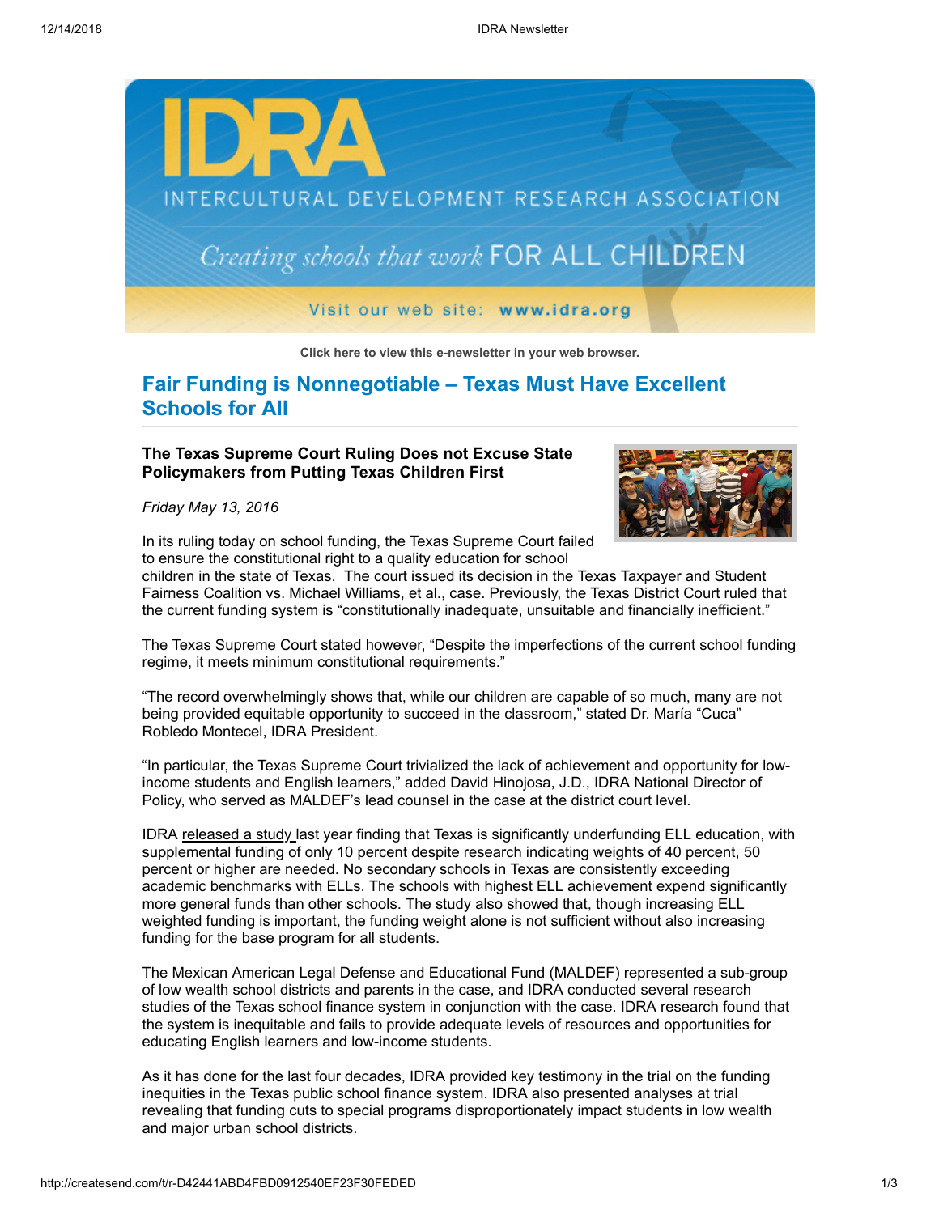Click here to view this e-newsletter in your web browser.

# Fair Funding is Nonnegotiable – Texas Must Have Excellent Schools for All

### The Texas Supreme Court Ruling Does not Excuse State Policymakers from Putting Texas Children First

*Friday May 13, 2016*

In its ruling today on school funding, the Texas Supreme Court failed to ensure the constitutional right to a quality education for school children in the state of Texas. The court issued its decision in the Texas Taxpayer and Student Fairness Coalition vs. Michael Williams, et al., case. Previously, the Texas District Court ruled that the current funding system is "constitutionally inadequate, unsuitable and financially inefficient."

The Texas Supreme Court stated however, "Despite the imperfections of the current school funding regime, it meets minimum constitutional requirements."

"The record overwhelmingly shows that, while our children are capable of so much, many are not being provided equitable opportunity to succeed in the classroom," stated Dr. María "Cuca" Robledo Montecel, IDRA President.

"In particular, the Texas Supreme Court trivialized the lack of achievement and opportunity for low-income students and English learners," added David Hinojosa, J.D., IDRA National Director of Policy, who served as MALDEF's lead counsel in the case at the district court level.

IDRA released a study last year finding that Texas is significantly underfunding ELL education, with supplemental funding of only 10 percent despite research indicating weights of 40 percent, 50 percent or higher are needed. No secondary schools in Texas are consistently exceeding academic benchmarks with ELLs. The schools with highest ELL achievement expend significantly more general funds than other schools. The study also showed that, though increasing ELL weighted funding is important, the funding weight alone is not sufficient without also increasing funding for the base program for all students.

The Mexican American Legal Defense and Educational Fund (MALDEF) represented a sub-group of low wealth school districts and parents in the case, and IDRA conducted several research studies of the Texas school finance system in conjunction with the case. IDRA research found that the system is inequitable and fails to provide adequate levels of resources and opportunities for educating English learners and low-income students.

As it has done for the last four decades, IDRA provided key testimony in the trial on the funding inequities in the Texas public school finance system. IDRA also presented analyses at trial revealing that funding cuts to special programs disproportionately impact students in low wealth and major urban school districts.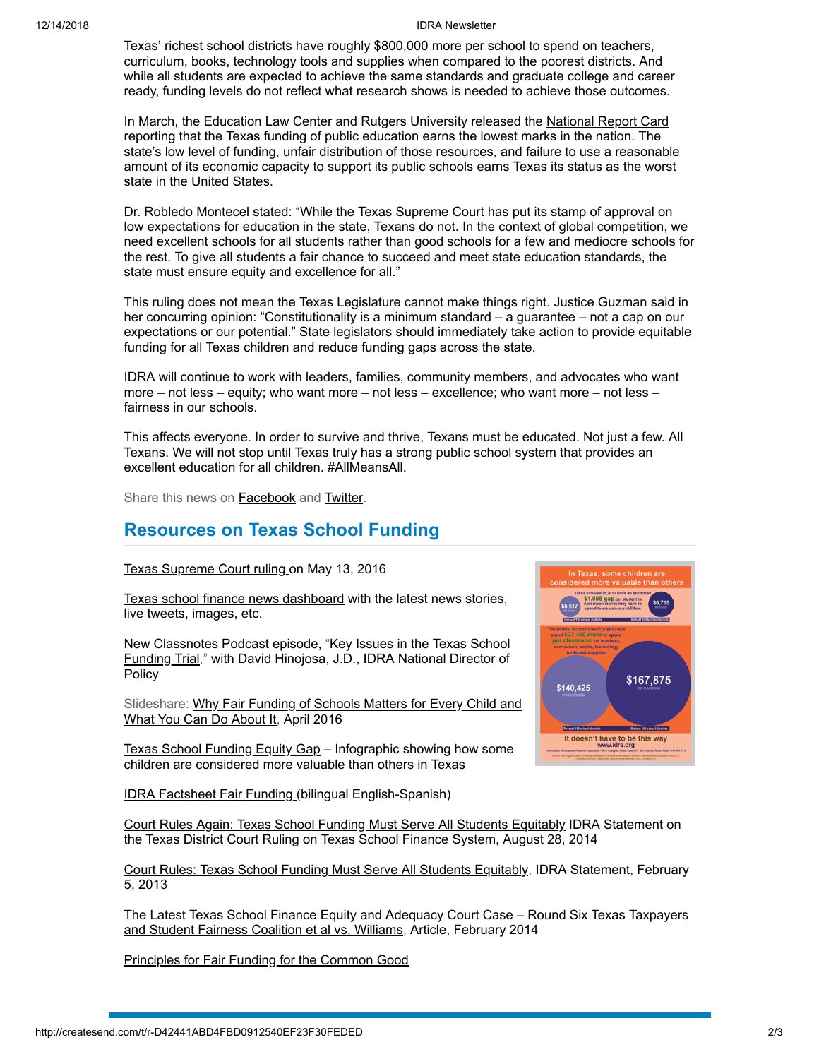Texas' richest school districts have roughly $800,000 more per school to spend on teachers, curriculum, books, technology tools and supplies when compared to the poorest districts. And while all students are expected to achieve the same standards and graduate college and career ready, funding levels do not reflect what research shows is needed to achieve those outcomes.

In March, the Education Law Center and Rutgers University released the National Report Card reporting that the Texas funding of public education earns the lowest marks in the nation. The state's low level of funding, unfair distribution of those resources, and failure to use a reasonable amount of its economic capacity to support its public schools earns Texas its status as the worst state in the United States.

Dr. Robledo Montecel stated: "While the Texas Supreme Court has put its stamp of approval on low expectations for education in the state, Texans do not. In the context of global competition, we need excellent schools for all students rather than good schools for a few and mediocre schools for the rest. To give all students a fair chance to succeed and meet state education standards, the state must ensure equity and excellence for all."

This ruling does not mean the Texas Legislature cannot make things right. Justice Guzman said in her concurring opinion: "Constitutionality is a minimum standard – a guarantee – not a cap on our expectations or our potential." State legislators should immediately take action to provide equitable funding for all Texas children and reduce funding gaps across the state.

IDRA will continue to work with leaders, families, community members, and advocates who want more – not less – equity; who want more – not less – excellence; who want more – not less – fairness in our schools.

This affects everyone. In order to survive and thrive, Texans must be educated. Not just a few. All Texans. We will not stop until Texas truly has a strong public school system that provides an excellent education for all children. #AllMeansAll.

Share this news on Facebook and Twitter.

## Resources on Texas School Funding

Texas Supreme Court ruling on May 13, 2016

Texas school finance news dashboard with the latest news stories, live tweets, images, etc.

New Classnotes Podcast episode, "Key Issues in the Texas School Funding Trial," with David Hinojosa, J.D., IDRA National Director of Policy

Slideshare: Why Fair Funding of Schools Matters for Every Child and What You Can Do About It, April 2016

Texas School Funding Equity Gap – Infographic showing how some children are considered more valuable than others in Texas

IDRA Factsheet Fair Funding (bilingual English-Spanish)

Court Rules Again: Texas School Funding Must Serve All Students Equitably IDRA Statement on the Texas District Court Ruling on Texas School Finance System, August 28, 2014

Court Rules: Texas School Funding Must Serve All Students Equitably, IDRA Statement, February 5, 2013

The Latest Texas School Finance Equity and Adequacy Court Case – Round Six Texas Taxpayers and Student Fairness Coalition et al vs. Williams, Article, February 2014

Principles for Fair Funding for the Common Good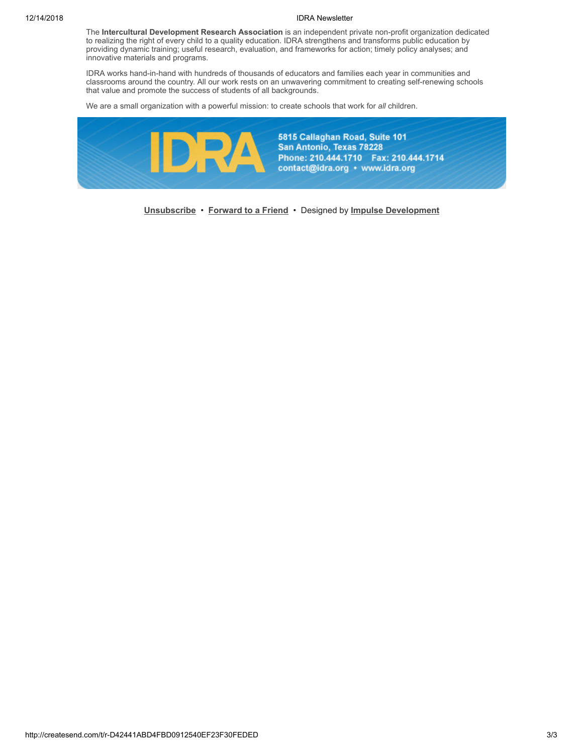The **Intercultural Development Research Association** is an independent private non-profit organization dedicated to realizing the right of every child to a quality education. IDRA strengthens and transforms public education by providing dynamic training; useful research, evaluation, and frameworks for action; timely policy analyses; and innovative materials and programs.

IDRA works hand-in-hand with hundreds of thousands of educators and families each year in communities and classrooms around the country. All our work rests on an unwavering commitment to creating self-renewing schools that value and promote the success of students of all backgrounds.

We are a small organization with a powerful mission: to create schools that work for *all* children.

IDRA

5815 Callaghan Road, Suite 101
San Antonio, Texas 78228
Phone: 210.444.1710 Fax: 210.444.1714
contact@idra.org • www.idra.org

**Unsubscribe** • **Forward to a Friend** • Designed by **Impulse Development**